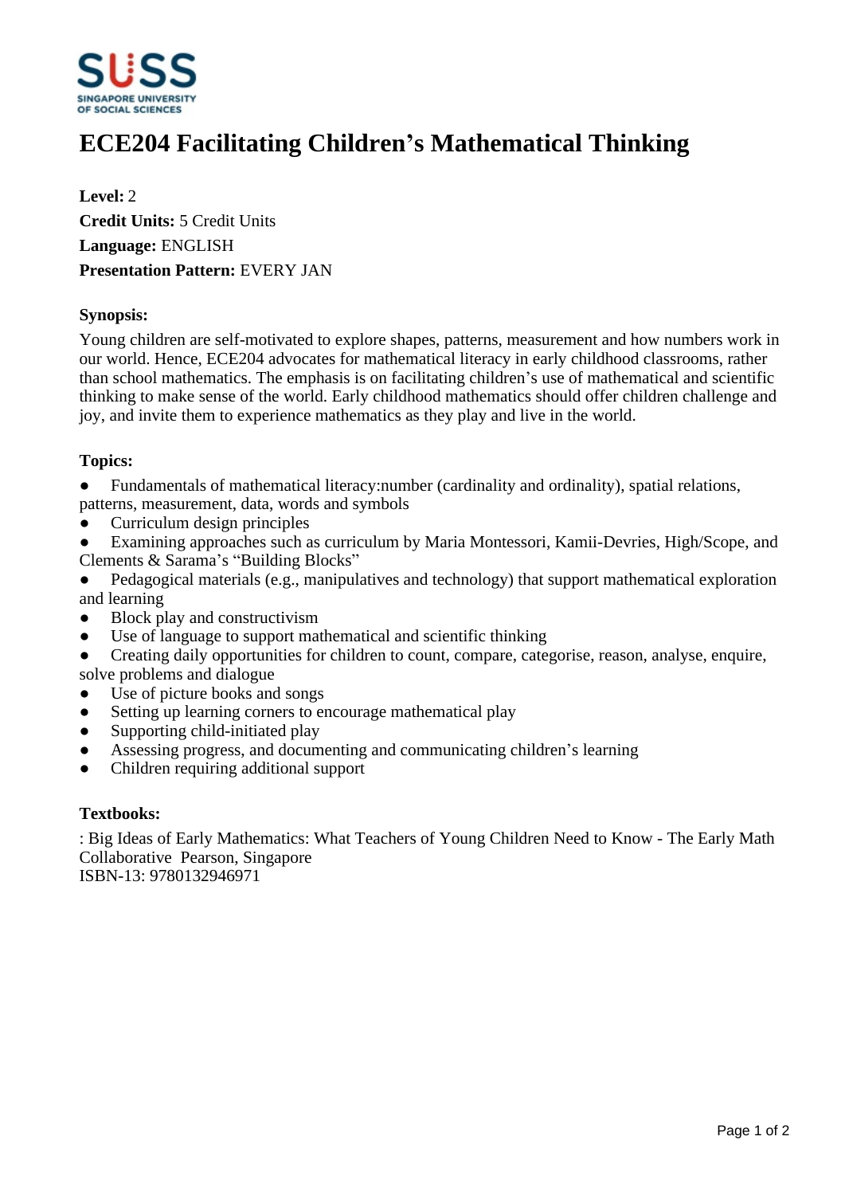# ECE204 Facilitating Children’s Mathematical Thinking

**Level:** 2
**Credit Units:** 5 Credit Units
**Language:** ENGLISH
**Presentation Pattern:** EVERY JAN

### Synopsis:

Young children are self-motivated to explore shapes, patterns, measurement and how numbers work in our world. Hence, ECE204 advocates for mathematical literacy in early childhood classrooms, rather than school mathematics. The emphasis is on facilitating children’s use of mathematical and scientific thinking to make sense of the world. Early childhood mathematics should offer children challenge and joy, and invite them to experience mathematics as they play and live in the world.

### Topics:

- Fundamentals of mathematical literacy:number (cardinality and ordinality), spatial relations, patterns, measurement, data, words and symbols
- Curriculum design principles
- Examining approaches such as curriculum by Maria Montessori, Kamii-Devries, High/Scope, and Clements & Sarama’s “Building Blocks”
- Pedagogical materials (e.g., manipulatives and technology) that support mathematical exploration and learning
- Block play and constructivism
- Use of language to support mathematical and scientific thinking
- Creating daily opportunities for children to count, compare, categorise, reason, analyse, enquire, solve problems and dialogue
- Use of picture books and songs
- Setting up learning corners to encourage mathematical play
- Supporting child-initiated play
- Assessing progress, and documenting and communicating children’s learning
- Children requiring additional support

### Textbooks:

: Big Ideas of Early Mathematics: What Teachers of Young Children Need to Know - The Early Math Collaborative Pearson, Singapore
ISBN-13: 9780132946971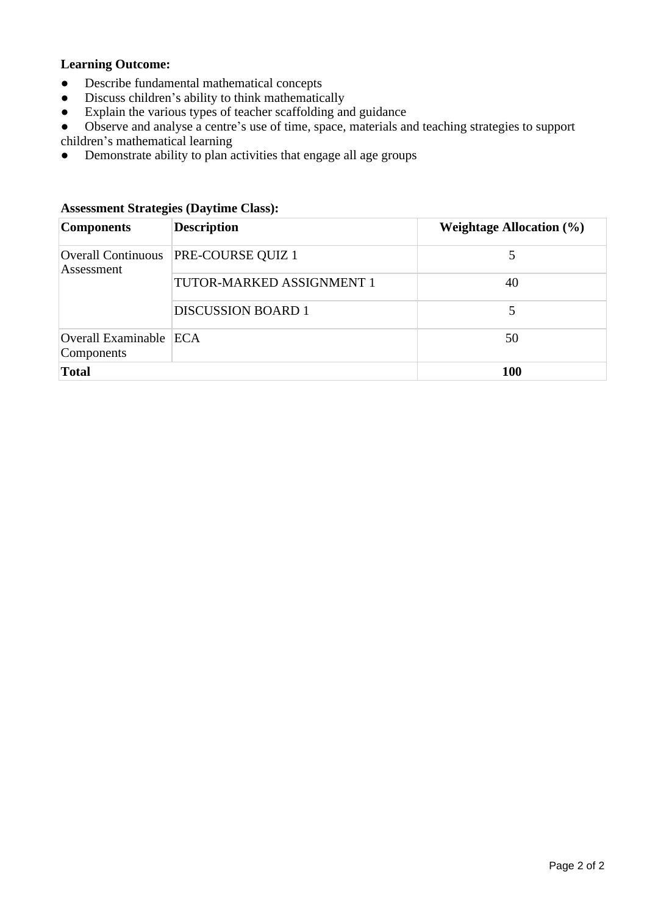**Learning Outcome:**

- Describe fundamental mathematical concepts
- Discuss children's ability to think mathematically
- Explain the various types of teacher scaffolding and guidance
- Observe and analyse a centre's use of time, space, materials and teaching strategies to support children's mathematical learning
- Demonstrate ability to plan activities that engage all age groups

**Assessment Strategies (Daytime Class):**

| Components | Description | Weightage Allocation (%) |
|---|---|---|
| Overall Continuous Assessment | PRE-COURSE QUIZ 1 | 5 |
| | TUTOR-MARKED ASSIGNMENT 1 | 40 |
| | DISCUSSION BOARD 1 | 5 |
| Overall Examinable Components | ECA | 50 |
| **Total** | | **100** |